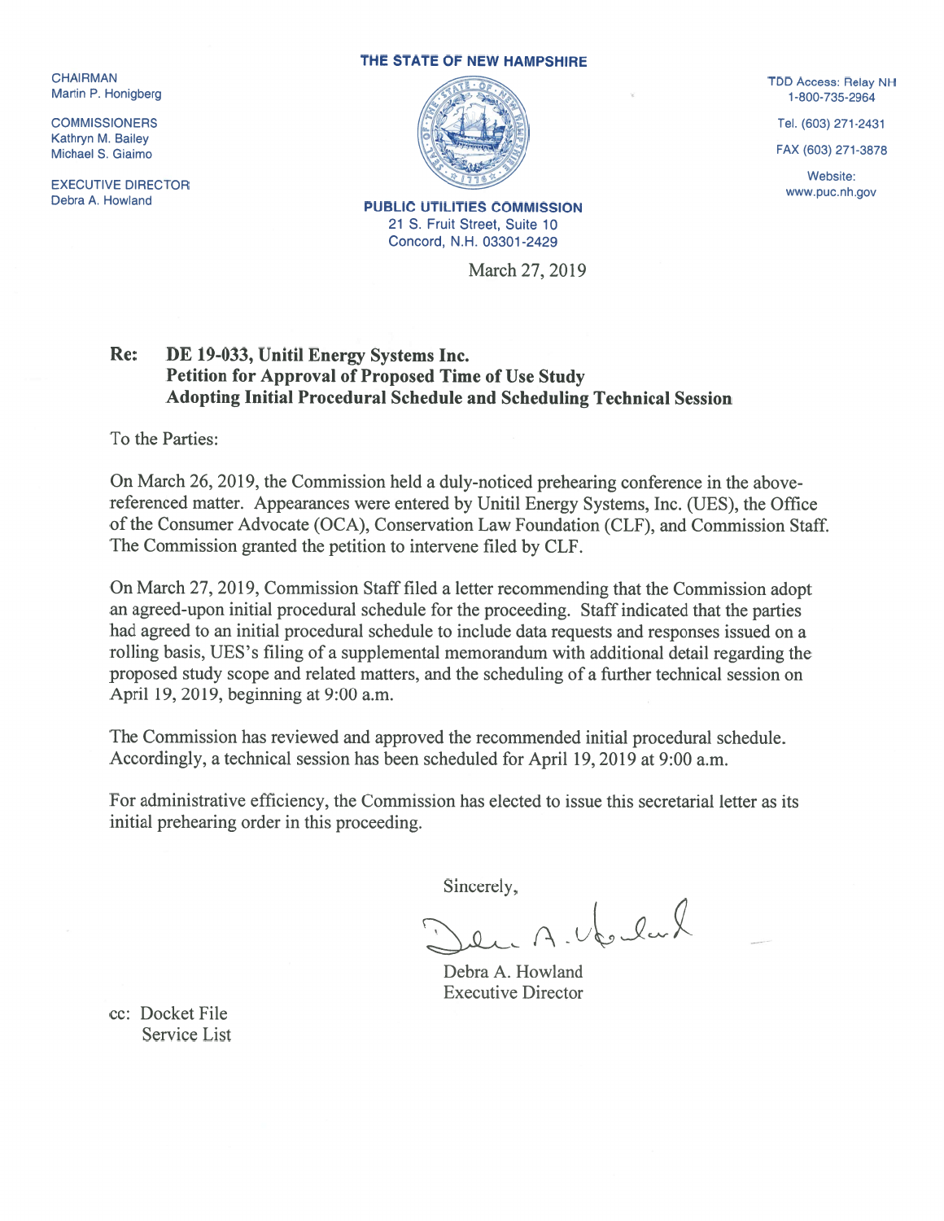CHAIRMAN
Martin P. Honigberg

COMMISSIONERS
Kathryn M. Bailey
Michael S. Giaimo

EXECUTIVE DIRECTOR
Debra A. Howland

**THE STATE OF NEW HAMPSHIRE**

**PUBLIC UTILITIES COMMISSION**
21 S. Fruit Street, Suite 10
Concord, N.H. 03301-2429

TDD Access: Relay NH
1-800-735-2964

Tel. (603) 271-2431

FAX (603) 271-3878

Website:
www.puc.nh.gov

March 27, 2019

**Re: DE 19-033, Unitil Energy Systems Inc.**
**Petition for Approval of Proposed Time of Use Study**
**Adopting Initial Procedural Schedule and Scheduling Technical Session**

To the Parties:

On March 26, 2019, the Commission held a duly-noticed prehearing conference in the above-referenced matter. Appearances were entered by Unitil Energy Systems, Inc. (UES), the Office of the Consumer Advocate (OCA), Conservation Law Foundation (CLF), and Commission Staff. The Commission granted the petition to intervene filed by CLF.

On March 27, 2019, Commission Staff filed a letter recommending that the Commission adopt an agreed-upon initial procedural schedule for the proceeding. Staff indicated that the parties had agreed to an initial procedural schedule to include data requests and responses issued on a rolling basis, UES's filing of a supplemental memorandum with additional detail regarding the proposed study scope and related matters, and the scheduling of a further technical session on April 19, 2019, beginning at 9:00 a.m.

The Commission has reviewed and approved the recommended initial procedural schedule. Accordingly, a technical session has been scheduled for April 19, 2019 at 9:00 a.m.

For administrative efficiency, the Commission has elected to issue this secretarial letter as its initial prehearing order in this proceeding.

Sincerely,

Debra A. Howland
Executive Director

cc: Docket File
Service List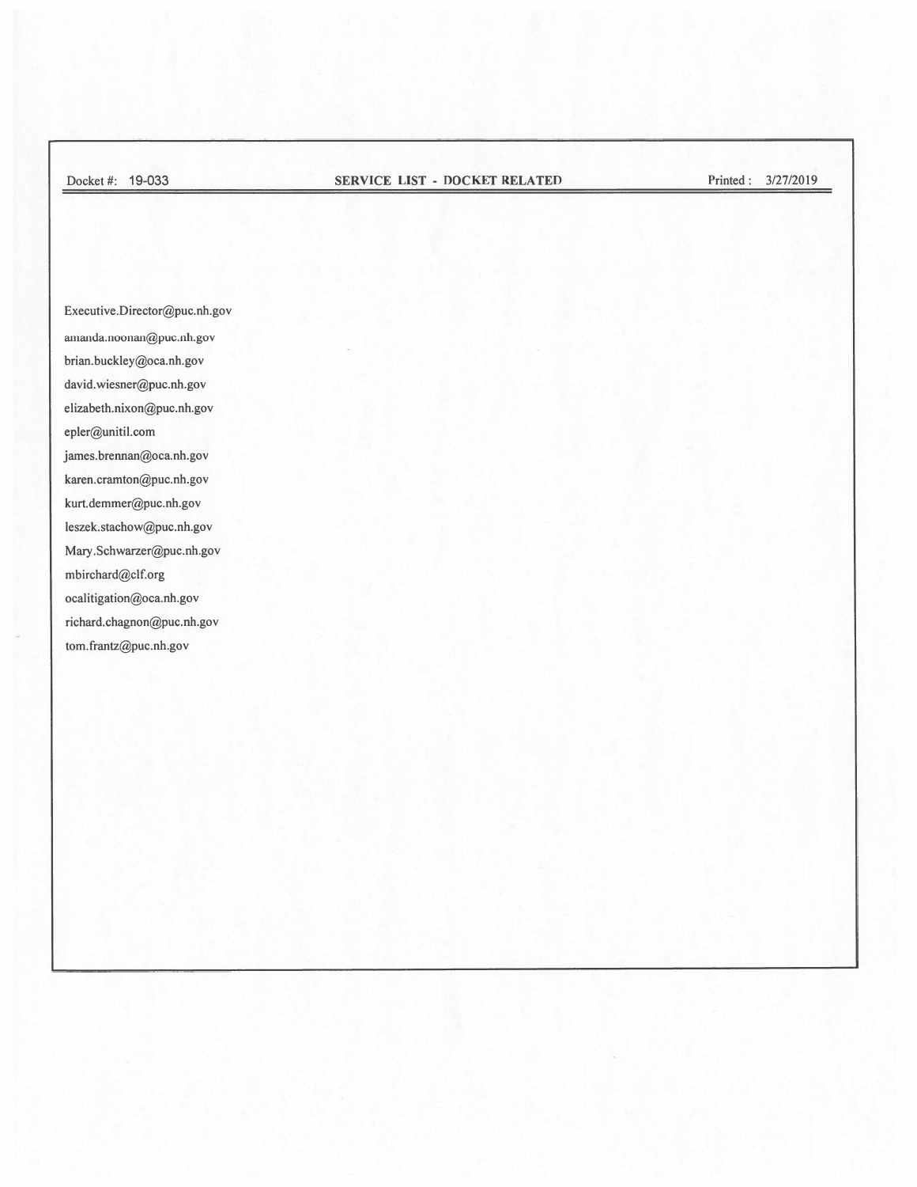Docket #: 19-033 **SERVICE LIST - DOCKET RELATED** Printed: 3/27/2019

Executive.Director@puc.nh.gov

amanda.noonan@puc.nh.gov

brian.buckley@oca.nh.gov

david.wiesner@puc.nh.gov

elizabeth.nixon@puc.nh.gov

epler@unitil.com

james.brennan@oca.nh.gov

karen.cramton@puc.nh.gov

kurt.demmer@puc.nh.gov

leszek.stachow@puc.nh.gov

Mary.Schwarzer@puc.nh.gov

mbirchard@clf.org

ocalitigation@oca.nh.gov

richard.chagnon@puc.nh.gov

tom.frantz@puc.nh.gov